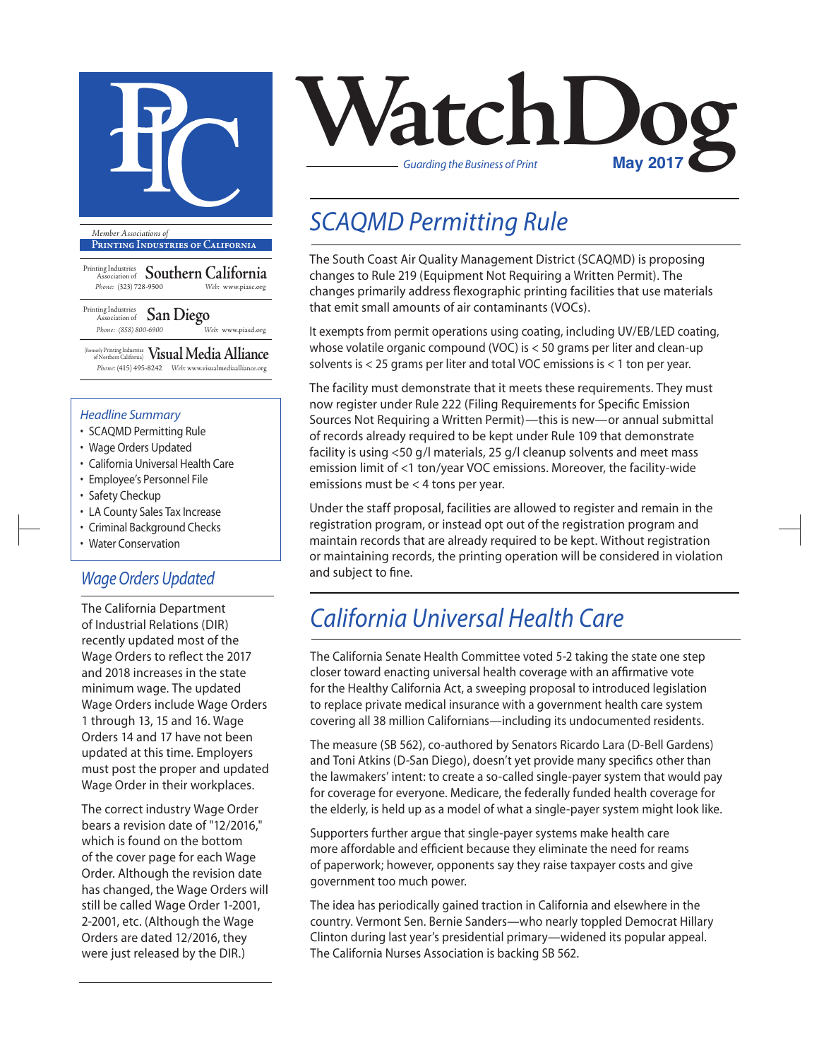# WatchDog

*Guarding the Business of Print*

**May 2017**

*Member Associations of*

**PRINTING INDUSTRIES OF CALIFORNIA**

Printing Industries Association of **Southern California**
Phone: (323) 728-9500 Web: www.piasc.org

Printing Industries Association of **San Diego**
Phone: (858) 800-6900 Web: www.piasd.org

(formerly Printing Industries of Northern California) **Visual Media Alliance**
Phone: (415) 495-8242 Web: www.visualmediaalliance.org

### *Headline Summary*

- SCAQMD Permitting Rule
- Wage Orders Updated
- California Universal Health Care
- Employee's Personnel File
- Safety Checkup
- LA County Sales Tax Increase
- Criminal Background Checks
- Water Conservation

## *SCAQMD Permitting Rule*

The South Coast Air Quality Management District (SCAQMD) is proposing changes to Rule 219 (Equipment Not Requiring a Written Permit). The changes primarily address flexographic printing facilities that use materials that emit small amounts of air contaminants (VOCs).

It exempts from permit operations using coating, including UV/EB/LED coating, whose volatile organic compound (VOC) is < 50 grams per liter and clean-up solvents is < 25 grams per liter and total VOC emissions is < 1 ton per year.

The facility must demonstrate that it meets these requirements. They must now register under Rule 222 (Filing Requirements for Specific Emission Sources Not Requiring a Written Permit)—this is new—or annual submittal of records already required to be kept under Rule 109 that demonstrate facility is using <50 g/l materials, 25 g/l cleanup solvents and meet mass emission limit of <1 ton/year VOC emissions. Moreover, the facility-wide emissions must be < 4 tons per year.

Under the staff proposal, facilities are allowed to register and remain in the registration program, or instead opt out of the registration program and maintain records that are already required to be kept. Without registration or maintaining records, the printing operation will be considered in violation and subject to fine.

## *Wage Orders Updated*

The California Department of Industrial Relations (DIR) recently updated most of the Wage Orders to reflect the 2017 and 2018 increases in the state minimum wage. The updated Wage Orders include Wage Orders 1 through 13, 15 and 16. Wage Orders 14 and 17 have not been updated at this time. Employers must post the proper and updated Wage Order in their workplaces.

The correct industry Wage Order bears a revision date of "12/2016," which is found on the bottom of the cover page for each Wage Order. Although the revision date has changed, the Wage Orders will still be called Wage Order 1-2001, 2-2001, etc. (Although the Wage Orders are dated 12/2016, they were just released by the DIR.)

## *California Universal Health Care*

The California Senate Health Committee voted 5-2 taking the state one step closer toward enacting universal health coverage with an affirmative vote for the Healthy California Act, a sweeping proposal to introduced legislation to replace private medical insurance with a government health care system covering all 38 million Californians—including its undocumented residents.

The measure (SB 562), co-authored by Senators Ricardo Lara (D-Bell Gardens) and Toni Atkins (D-San Diego), doesn't yet provide many specifics other than the lawmakers' intent: to create a so-called single-payer system that would pay for coverage for everyone. Medicare, the federally funded health coverage for the elderly, is held up as a model of what a single-payer system might look like.

Supporters further argue that single-payer systems make health care more affordable and efficient because they eliminate the need for reams of paperwork; however, opponents say they raise taxpayer costs and give government too much power.

The idea has periodically gained traction in California and elsewhere in the country. Vermont Sen. Bernie Sanders—who nearly toppled Democrat Hillary Clinton during last year's presidential primary—widened its popular appeal. The California Nurses Association is backing SB 562.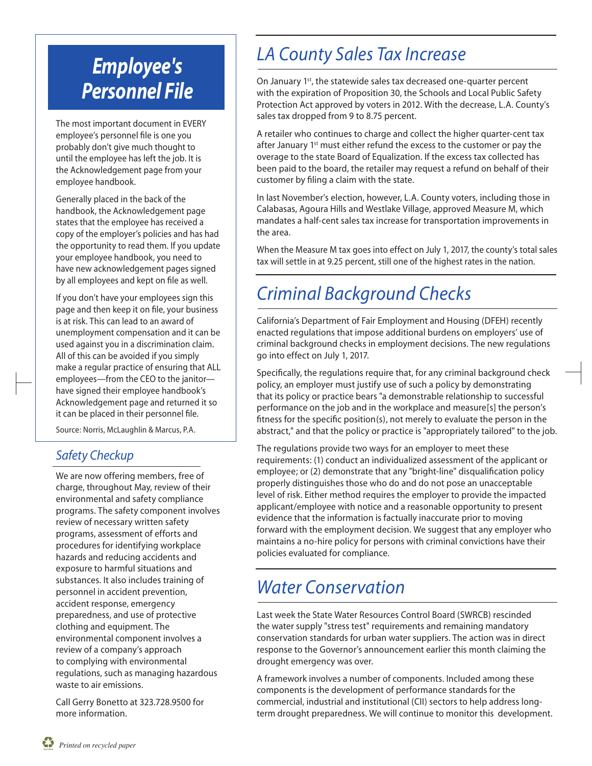## Employee's Personnel File

The most important document in EVERY employee's personnel file is one you probably don't give much thought to until the employee has left the job. It is the Acknowledgement page from your employee handbook.

Generally placed in the back of the handbook, the Acknowledgement page states that the employee has received a copy of the employer's policies and has had the opportunity to read them. If you update your employee handbook, you need to have new acknowledgement pages signed by all employees and kept on file as well.

If you don't have your employees sign this page and then keep it on file, your business is at risk. This can lead to an award of unemployment compensation and it can be used against you in a discrimination claim. All of this can be avoided if you simply make a regular practice of ensuring that ALL employees—from the CEO to the janitor—have signed their employee handbook's Acknowledgement page and returned it so it can be placed in their personnel file.

Source: Norris, McLaughlin & Marcus, P.A.

### Safety Checkup

We are now offering members, free of charge, throughout May, review of their environmental and safety compliance programs. The safety component involves review of necessary written safety programs, assessment of efforts and procedures for identifying workplace hazards and reducing accidents and exposure to harmful situations and substances. It also includes training of personnel in accident prevention, accident response, emergency preparedness, and use of protective clothing and equipment. The environmental component involves a review of a company's approach to complying with environmental regulations, such as managing hazardous waste to air emissions.

Call Gerry Bonetto at 323.728.9500 for more information.

## LA County Sales Tax Increase

On January 1st, the statewide sales tax decreased one-quarter percent with the expiration of Proposition 30, the Schools and Local Public Safety Protection Act approved by voters in 2012. With the decrease, L.A. County's sales tax dropped from 9 to 8.75 percent.

A retailer who continues to charge and collect the higher quarter-cent tax after January 1st must either refund the excess to the customer or pay the overage to the state Board of Equalization. If the excess tax collected has been paid to the board, the retailer may request a refund on behalf of their customer by filing a claim with the state.

In last November's election, however, L.A. County voters, including those in Calabasas, Agoura Hills and Westlake Village, approved Measure M, which mandates a half-cent sales tax increase for transportation improvements in the area.

When the Measure M tax goes into effect on July 1, 2017, the county's total sales tax will settle in at 9.25 percent, still one of the highest rates in the nation.

## Criminal Background Checks

California's Department of Fair Employment and Housing (DFEH) recently enacted regulations that impose additional burdens on employers' use of criminal background checks in employment decisions. The new regulations go into effect on July 1, 2017.

Specifically, the regulations require that, for any criminal background check policy, an employer must justify use of such a policy by demonstrating that its policy or practice bears "a demonstrable relationship to successful performance on the job and in the workplace and measure[s] the person's fitness for the specific position(s), not merely to evaluate the person in the abstract," and that the policy or practice is "appropriately tailored" to the job.

The regulations provide two ways for an employer to meet these requirements: (1) conduct an individualized assessment of the applicant or employee; or (2) demonstrate that any "bright-line" disqualification policy properly distinguishes those who do and do not pose an unacceptable level of risk. Either method requires the employer to provide the impacted applicant/employee with notice and a reasonable opportunity to present evidence that the information is factually inaccurate prior to moving forward with the employment decision. We suggest that any employer who maintains a no-hire policy for persons with criminal convictions have their policies evaluated for compliance.

## Water Conservation

Last week the State Water Resources Control Board (SWRCB) rescinded the water supply "stress test" requirements and remaining mandatory conservation standards for urban water suppliers. The action was in direct response to the Governor's announcement earlier this month claiming the drought emergency was over.

A framework involves a number of components. Included among these components is the development of performance standards for the commercial, industrial and institutional (CII) sectors to help address long-term drought preparedness. We will continue to monitor this development.

*Printed on recycled paper*